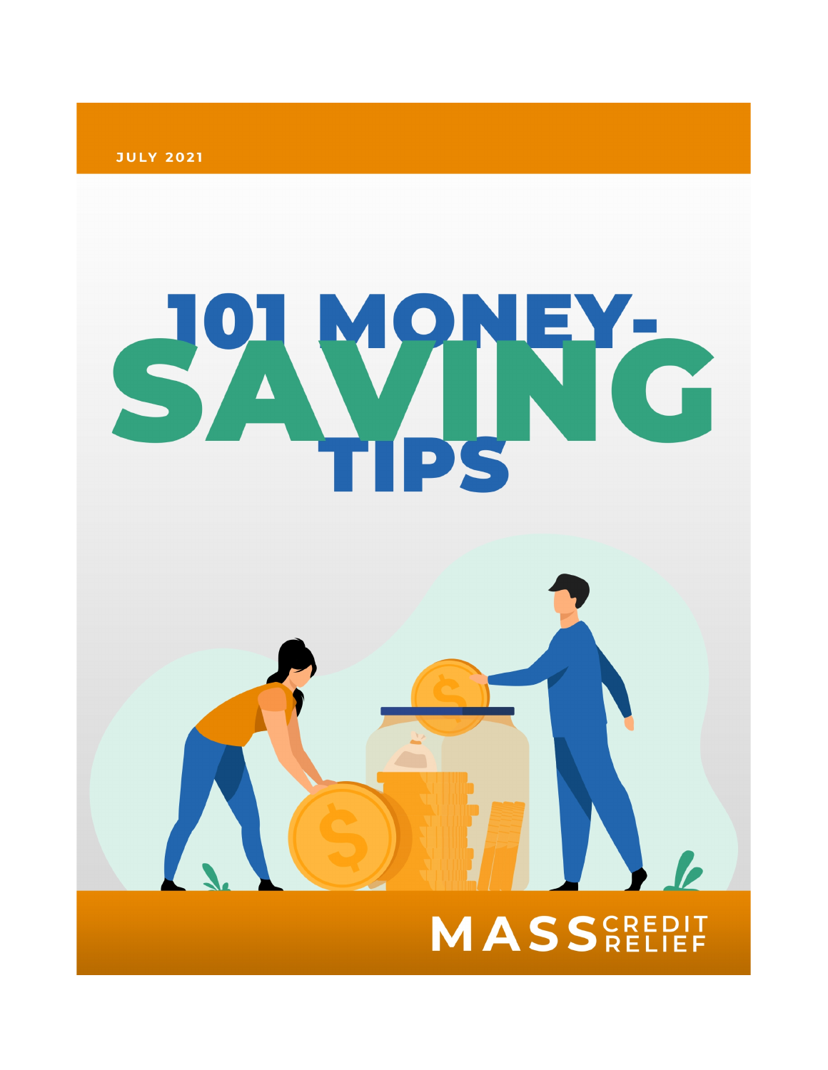JULY 2021

# 101 MONEY-SAVING TIPS

MASS CREDIT RELIEF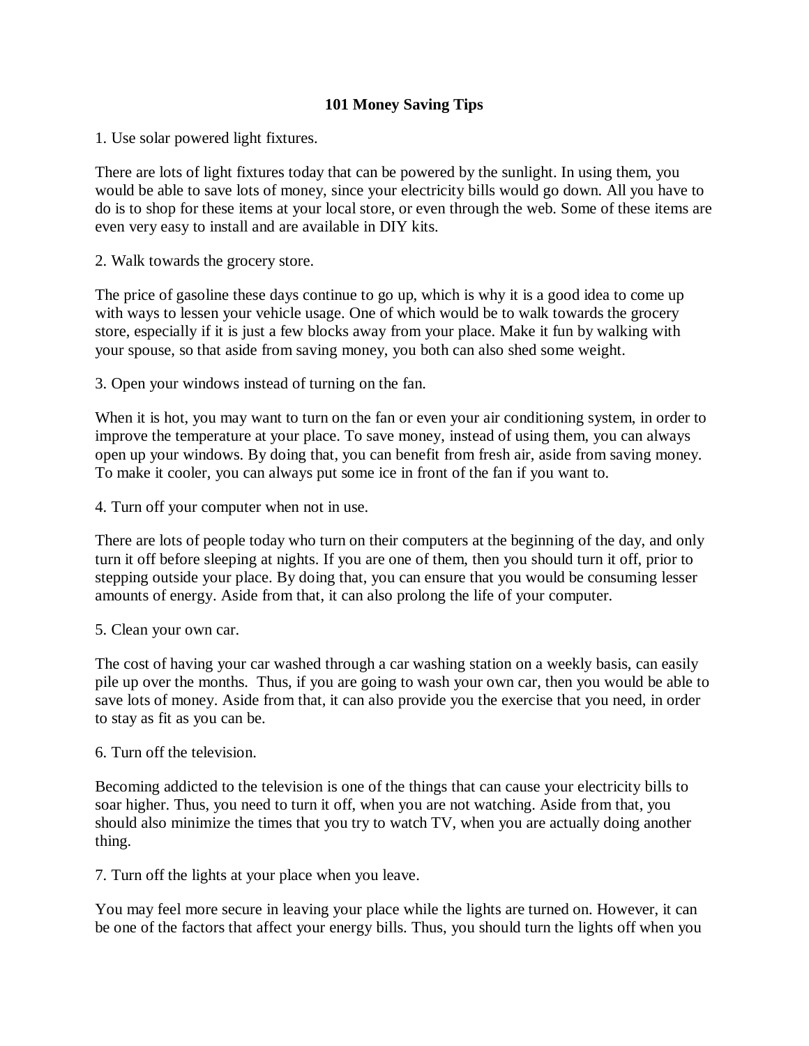# 101 Money Saving Tips

1. Use solar powered light fixtures.

There are lots of light fixtures today that can be powered by the sunlight. In using them, you would be able to save lots of money, since your electricity bills would go down. All you have to do is to shop for these items at your local store, or even through the web. Some of these items are even very easy to install and are available in DIY kits.

2. Walk towards the grocery store.

The price of gasoline these days continue to go up, which is why it is a good idea to come up with ways to lessen your vehicle usage. One of which would be to walk towards the grocery store, especially if it is just a few blocks away from your place. Make it fun by walking with your spouse, so that aside from saving money, you both can also shed some weight.

3. Open your windows instead of turning on the fan.

When it is hot, you may want to turn on the fan or even your air conditioning system, in order to improve the temperature at your place. To save money, instead of using them, you can always open up your windows. By doing that, you can benefit from fresh air, aside from saving money. To make it cooler, you can always put some ice in front of the fan if you want to.

4. Turn off your computer when not in use.

There are lots of people today who turn on their computers at the beginning of the day, and only turn it off before sleeping at nights. If you are one of them, then you should turn it off, prior to stepping outside your place. By doing that, you can ensure that you would be consuming lesser amounts of energy. Aside from that, it can also prolong the life of your computer.

5. Clean your own car.

The cost of having your car washed through a car washing station on a weekly basis, can easily pile up over the months. Thus, if you are going to wash your own car, then you would be able to save lots of money. Aside from that, it can also provide you the exercise that you need, in order to stay as fit as you can be.

6. Turn off the television.

Becoming addicted to the television is one of the things that can cause your electricity bills to soar higher. Thus, you need to turn it off, when you are not watching. Aside from that, you should also minimize the times that you try to watch TV, when you are actually doing another thing.

7. Turn off the lights at your place when you leave.

You may feel more secure in leaving your place while the lights are turned on. However, it can be one of the factors that affect your energy bills. Thus, you should turn the lights off when you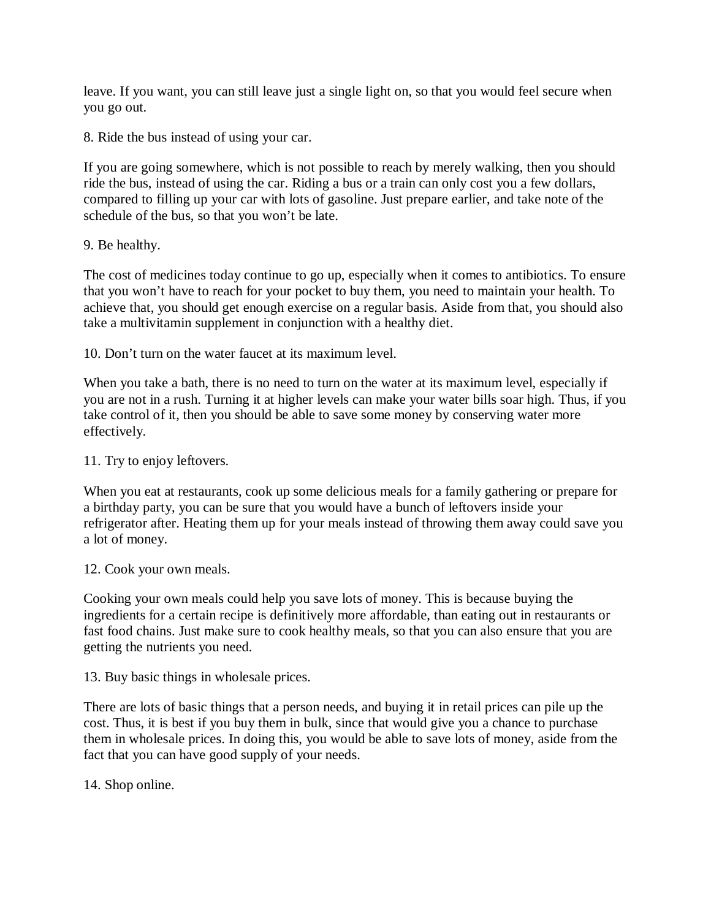leave. If you want, you can still leave just a single light on, so that you would feel secure when you go out.

8. Ride the bus instead of using your car.

If you are going somewhere, which is not possible to reach by merely walking, then you should ride the bus, instead of using the car. Riding a bus or a train can only cost you a few dollars, compared to filling up your car with lots of gasoline. Just prepare earlier, and take note of the schedule of the bus, so that you won't be late.

9. Be healthy.

The cost of medicines today continue to go up, especially when it comes to antibiotics. To ensure that you won't have to reach for your pocket to buy them, you need to maintain your health. To achieve that, you should get enough exercise on a regular basis. Aside from that, you should also take a multivitamin supplement in conjunction with a healthy diet.

10. Don't turn on the water faucet at its maximum level.

When you take a bath, there is no need to turn on the water at its maximum level, especially if you are not in a rush. Turning it at higher levels can make your water bills soar high. Thus, if you take control of it, then you should be able to save some money by conserving water more effectively.

11. Try to enjoy leftovers.

When you eat at restaurants, cook up some delicious meals for a family gathering or prepare for a birthday party, you can be sure that you would have a bunch of leftovers inside your refrigerator after. Heating them up for your meals instead of throwing them away could save you a lot of money.

12. Cook your own meals.

Cooking your own meals could help you save lots of money. This is because buying the ingredients for a certain recipe is definitively more affordable, than eating out in restaurants or fast food chains. Just make sure to cook healthy meals, so that you can also ensure that you are getting the nutrients you need.

13. Buy basic things in wholesale prices.

There are lots of basic things that a person needs, and buying it in retail prices can pile up the cost. Thus, it is best if you buy them in bulk, since that would give you a chance to purchase them in wholesale prices. In doing this, you would be able to save lots of money, aside from the fact that you can have good supply of your needs.

14. Shop online.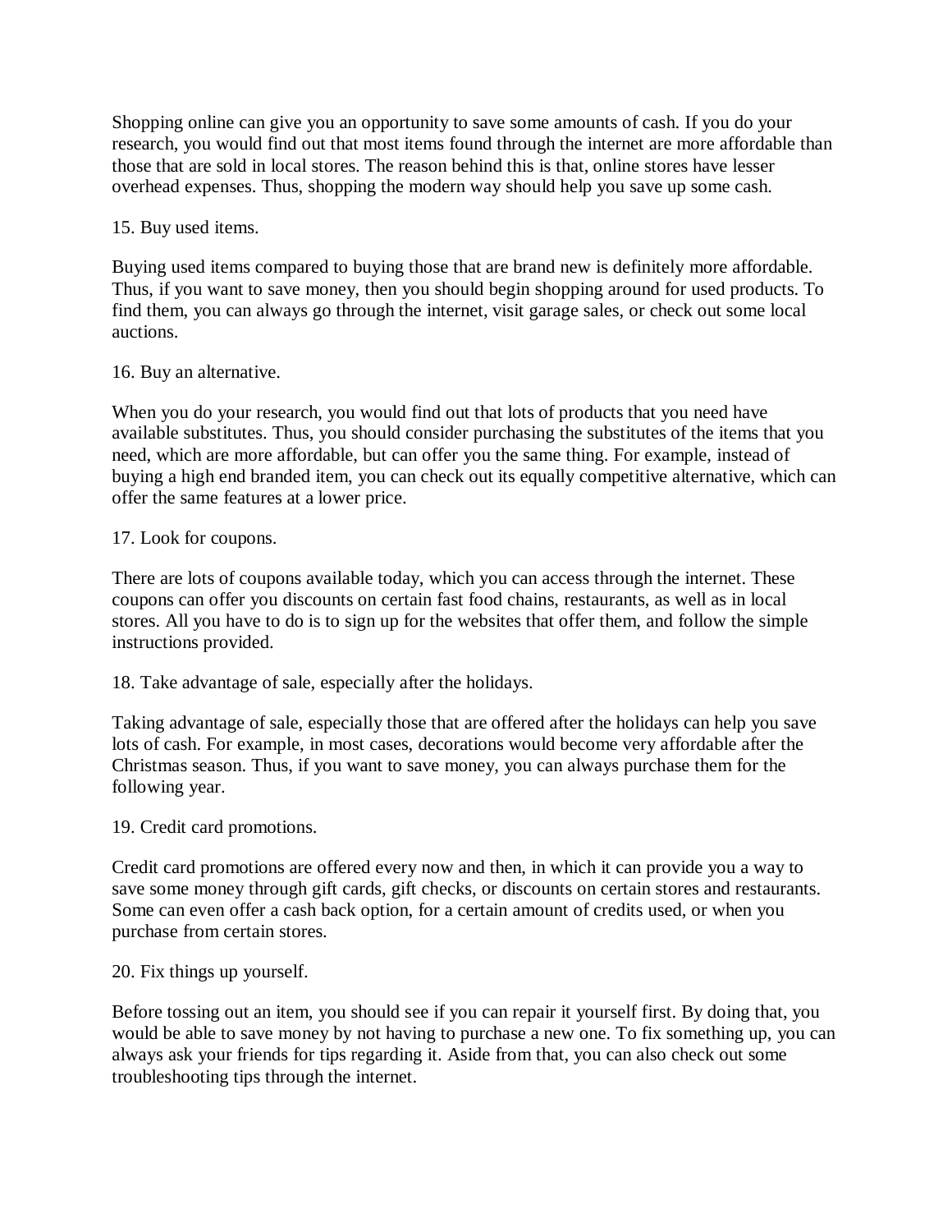Shopping online can give you an opportunity to save some amounts of cash. If you do your research, you would find out that most items found through the internet are more affordable than those that are sold in local stores. The reason behind this is that, online stores have lesser overhead expenses. Thus, shopping the modern way should help you save up some cash.

15. Buy used items.

Buying used items compared to buying those that are brand new is definitely more affordable. Thus, if you want to save money, then you should begin shopping around for used products. To find them, you can always go through the internet, visit garage sales, or check out some local auctions.

16. Buy an alternative.

When you do your research, you would find out that lots of products that you need have available substitutes. Thus, you should consider purchasing the substitutes of the items that you need, which are more affordable, but can offer you the same thing. For example, instead of buying a high end branded item, you can check out its equally competitive alternative, which can offer the same features at a lower price.

17. Look for coupons.

There are lots of coupons available today, which you can access through the internet. These coupons can offer you discounts on certain fast food chains, restaurants, as well as in local stores. All you have to do is to sign up for the websites that offer them, and follow the simple instructions provided.

18. Take advantage of sale, especially after the holidays.

Taking advantage of sale, especially those that are offered after the holidays can help you save lots of cash. For example, in most cases, decorations would become very affordable after the Christmas season. Thus, if you want to save money, you can always purchase them for the following year.

19. Credit card promotions.

Credit card promotions are offered every now and then, in which it can provide you a way to save some money through gift cards, gift checks, or discounts on certain stores and restaurants. Some can even offer a cash back option, for a certain amount of credits used, or when you purchase from certain stores.

20. Fix things up yourself.

Before tossing out an item, you should see if you can repair it yourself first. By doing that, you would be able to save money by not having to purchase a new one. To fix something up, you can always ask your friends for tips regarding it. Aside from that, you can also check out some troubleshooting tips through the internet.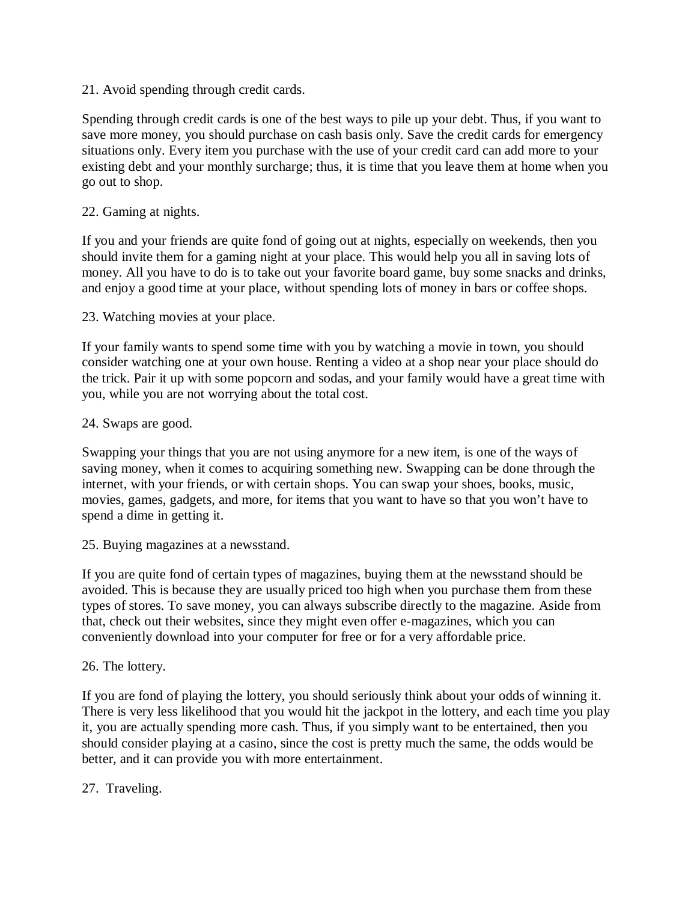21. Avoid spending through credit cards.

Spending through credit cards is one of the best ways to pile up your debt. Thus, if you want to save more money, you should purchase on cash basis only. Save the credit cards for emergency situations only. Every item you purchase with the use of your credit card can add more to your existing debt and your monthly surcharge; thus, it is time that you leave them at home when you go out to shop.

22. Gaming at nights.

If you and your friends are quite fond of going out at nights, especially on weekends, then you should invite them for a gaming night at your place. This would help you all in saving lots of money. All you have to do is to take out your favorite board game, buy some snacks and drinks, and enjoy a good time at your place, without spending lots of money in bars or coffee shops.

23. Watching movies at your place.

If your family wants to spend some time with you by watching a movie in town, you should consider watching one at your own house. Renting a video at a shop near your place should do the trick. Pair it up with some popcorn and sodas, and your family would have a great time with you, while you are not worrying about the total cost.

24. Swaps are good.

Swapping your things that you are not using anymore for a new item, is one of the ways of saving money, when it comes to acquiring something new. Swapping can be done through the internet, with your friends, or with certain shops. You can swap your shoes, books, music, movies, games, gadgets, and more, for items that you want to have so that you won't have to spend a dime in getting it.

25. Buying magazines at a newsstand.

If you are quite fond of certain types of magazines, buying them at the newsstand should be avoided. This is because they are usually priced too high when you purchase them from these types of stores. To save money, you can always subscribe directly to the magazine. Aside from that, check out their websites, since they might even offer e-magazines, which you can conveniently download into your computer for free or for a very affordable price.

26. The lottery.

If you are fond of playing the lottery, you should seriously think about your odds of winning it. There is very less likelihood that you would hit the jackpot in the lottery, and each time you play it, you are actually spending more cash. Thus, if you simply want to be entertained, then you should consider playing at a casino, since the cost is pretty much the same, the odds would be better, and it can provide you with more entertainment.

27. Traveling.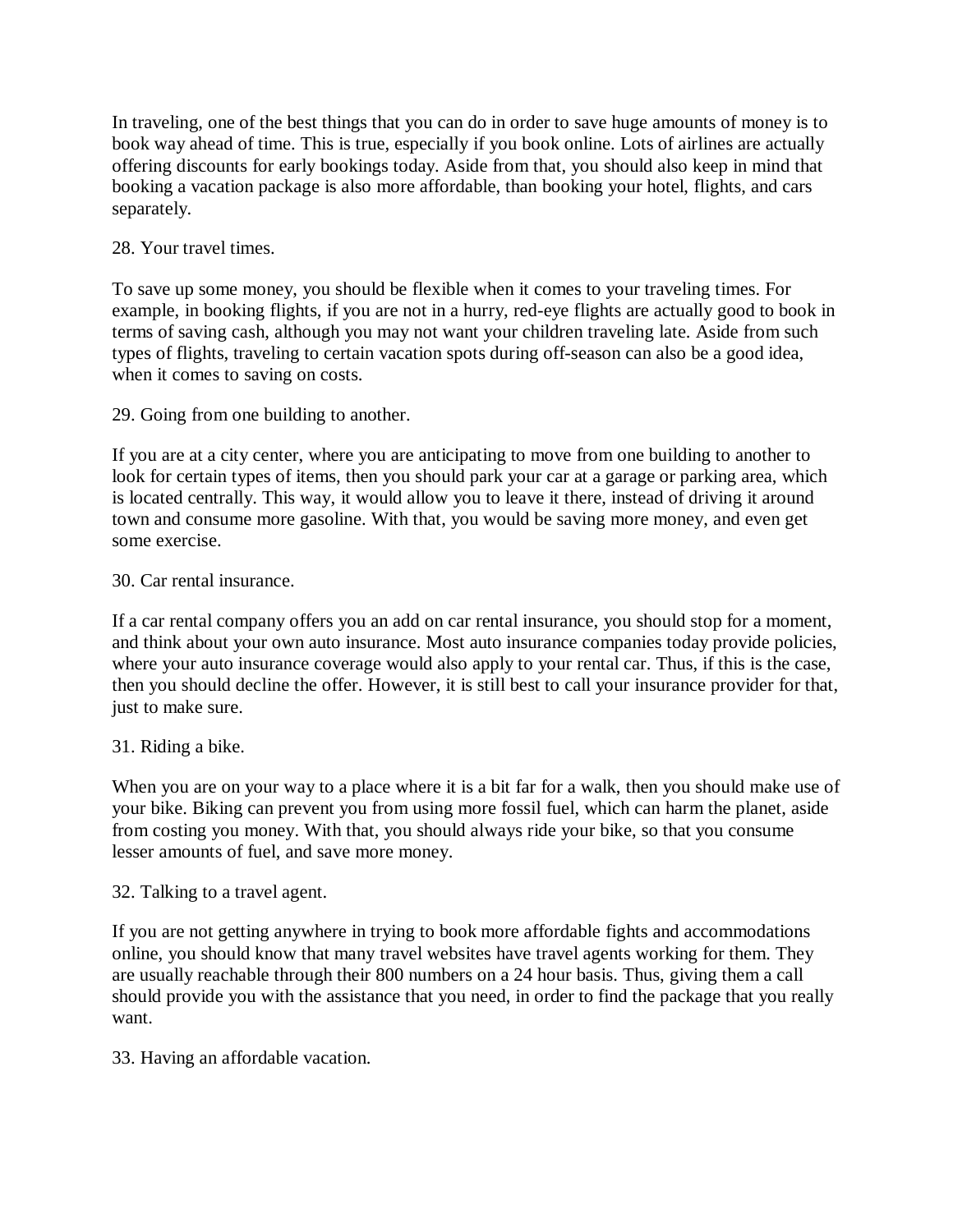In traveling, one of the best things that you can do in order to save huge amounts of money is to book way ahead of time. This is true, especially if you book online. Lots of airlines are actually offering discounts for early bookings today. Aside from that, you should also keep in mind that booking a vacation package is also more affordable, than booking your hotel, flights, and cars separately.

28. Your travel times.

To save up some money, you should be flexible when it comes to your traveling times. For example, in booking flights, if you are not in a hurry, red-eye flights are actually good to book in terms of saving cash, although you may not want your children traveling late. Aside from such types of flights, traveling to certain vacation spots during off-season can also be a good idea, when it comes to saving on costs.

29. Going from one building to another.

If you are at a city center, where you are anticipating to move from one building to another to look for certain types of items, then you should park your car at a garage or parking area, which is located centrally. This way, it would allow you to leave it there, instead of driving it around town and consume more gasoline. With that, you would be saving more money, and even get some exercise.

30. Car rental insurance.

If a car rental company offers you an add on car rental insurance, you should stop for a moment, and think about your own auto insurance. Most auto insurance companies today provide policies, where your auto insurance coverage would also apply to your rental car. Thus, if this is the case, then you should decline the offer. However, it is still best to call your insurance provider for that, just to make sure.

31. Riding a bike.

When you are on your way to a place where it is a bit far for a walk, then you should make use of your bike. Biking can prevent you from using more fossil fuel, which can harm the planet, aside from costing you money. With that, you should always ride your bike, so that you consume lesser amounts of fuel, and save more money.

32. Talking to a travel agent.

If you are not getting anywhere in trying to book more affordable fights and accommodations online, you should know that many travel websites have travel agents working for them. They are usually reachable through their 800 numbers on a 24 hour basis. Thus, giving them a call should provide you with the assistance that you need, in order to find the package that you really want.

33. Having an affordable vacation.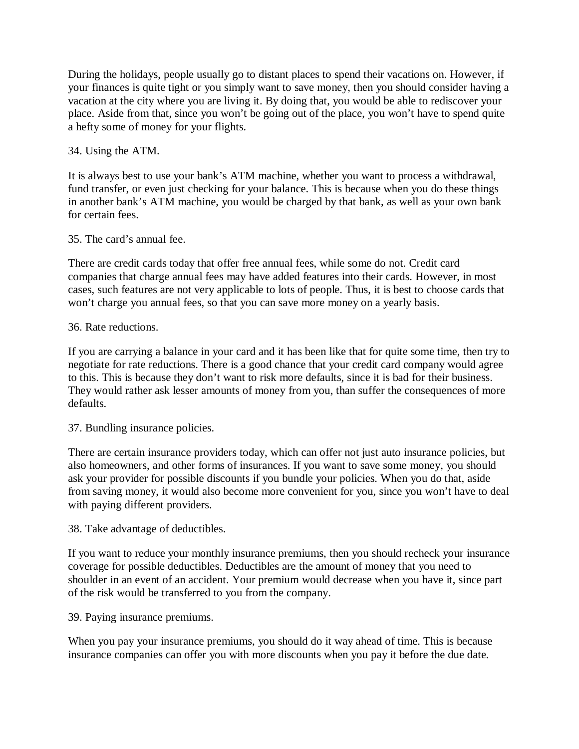During the holidays, people usually go to distant places to spend their vacations on. However, if your finances is quite tight or you simply want to save money, then you should consider having a vacation at the city where you are living it. By doing that, you would be able to rediscover your place. Aside from that, since you won't be going out of the place, you won't have to spend quite a hefty some of money for your flights.

34. Using the ATM.

It is always best to use your bank's ATM machine, whether you want to process a withdrawal, fund transfer, or even just checking for your balance. This is because when you do these things in another bank's ATM machine, you would be charged by that bank, as well as your own bank for certain fees.

35. The card's annual fee.

There are credit cards today that offer free annual fees, while some do not. Credit card companies that charge annual fees may have added features into their cards. However, in most cases, such features are not very applicable to lots of people. Thus, it is best to choose cards that won't charge you annual fees, so that you can save more money on a yearly basis.

36. Rate reductions.

If you are carrying a balance in your card and it has been like that for quite some time, then try to negotiate for rate reductions. There is a good chance that your credit card company would agree to this. This is because they don't want to risk more defaults, since it is bad for their business. They would rather ask lesser amounts of money from you, than suffer the consequences of more defaults.

37. Bundling insurance policies.

There are certain insurance providers today, which can offer not just auto insurance policies, but also homeowners, and other forms of insurances. If you want to save some money, you should ask your provider for possible discounts if you bundle your policies. When you do that, aside from saving money, it would also become more convenient for you, since you won't have to deal with paying different providers.

38. Take advantage of deductibles.

If you want to reduce your monthly insurance premiums, then you should recheck your insurance coverage for possible deductibles. Deductibles are the amount of money that you need to shoulder in an event of an accident. Your premium would decrease when you have it, since part of the risk would be transferred to you from the company.

39. Paying insurance premiums.

When you pay your insurance premiums, you should do it way ahead of time. This is because insurance companies can offer you with more discounts when you pay it before the due date.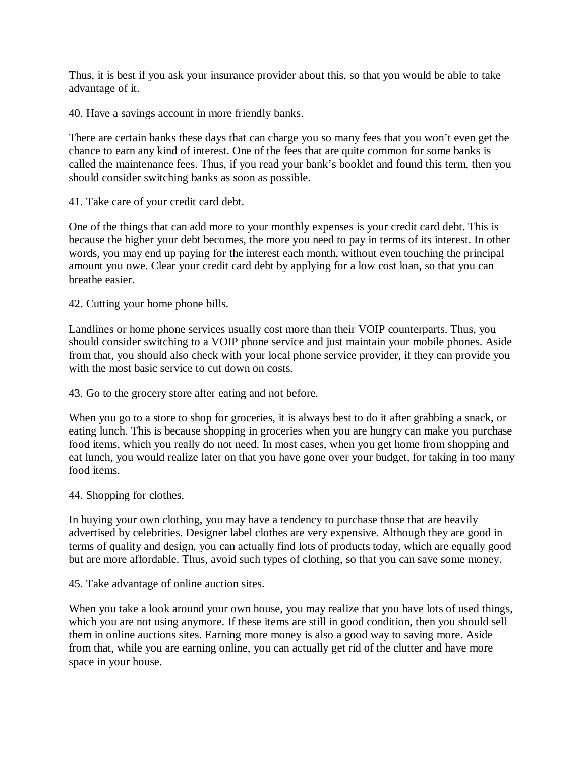Thus, it is best if you ask your insurance provider about this, so that you would be able to take advantage of it.

40. Have a savings account in more friendly banks.

There are certain banks these days that can charge you so many fees that you won't even get the chance to earn any kind of interest. One of the fees that are quite common for some banks is called the maintenance fees. Thus, if you read your bank's booklet and found this term, then you should consider switching banks as soon as possible.

41. Take care of your credit card debt.

One of the things that can add more to your monthly expenses is your credit card debt. This is because the higher your debt becomes, the more you need to pay in terms of its interest. In other words, you may end up paying for the interest each month, without even touching the principal amount you owe. Clear your credit card debt by applying for a low cost loan, so that you can breathe easier.

42. Cutting your home phone bills.

Landlines or home phone services usually cost more than their VOIP counterparts. Thus, you should consider switching to a VOIP phone service and just maintain your mobile phones. Aside from that, you should also check with your local phone service provider, if they can provide you with the most basic service to cut down on costs.

43. Go to the grocery store after eating and not before.

When you go to a store to shop for groceries, it is always best to do it after grabbing a snack, or eating lunch. This is because shopping in groceries when you are hungry can make you purchase food items, which you really do not need. In most cases, when you get home from shopping and eat lunch, you would realize later on that you have gone over your budget, for taking in too many food items.

44. Shopping for clothes.

In buying your own clothing, you may have a tendency to purchase those that are heavily advertised by celebrities. Designer label clothes are very expensive. Although they are good in terms of quality and design, you can actually find lots of products today, which are equally good but are more affordable. Thus, avoid such types of clothing, so that you can save some money.

45. Take advantage of online auction sites.

When you take a look around your own house, you may realize that you have lots of used things, which you are not using anymore. If these items are still in good condition, then you should sell them in online auctions sites. Earning more money is also a good way to saving more. Aside from that, while you are earning online, you can actually get rid of the clutter and have more space in your house.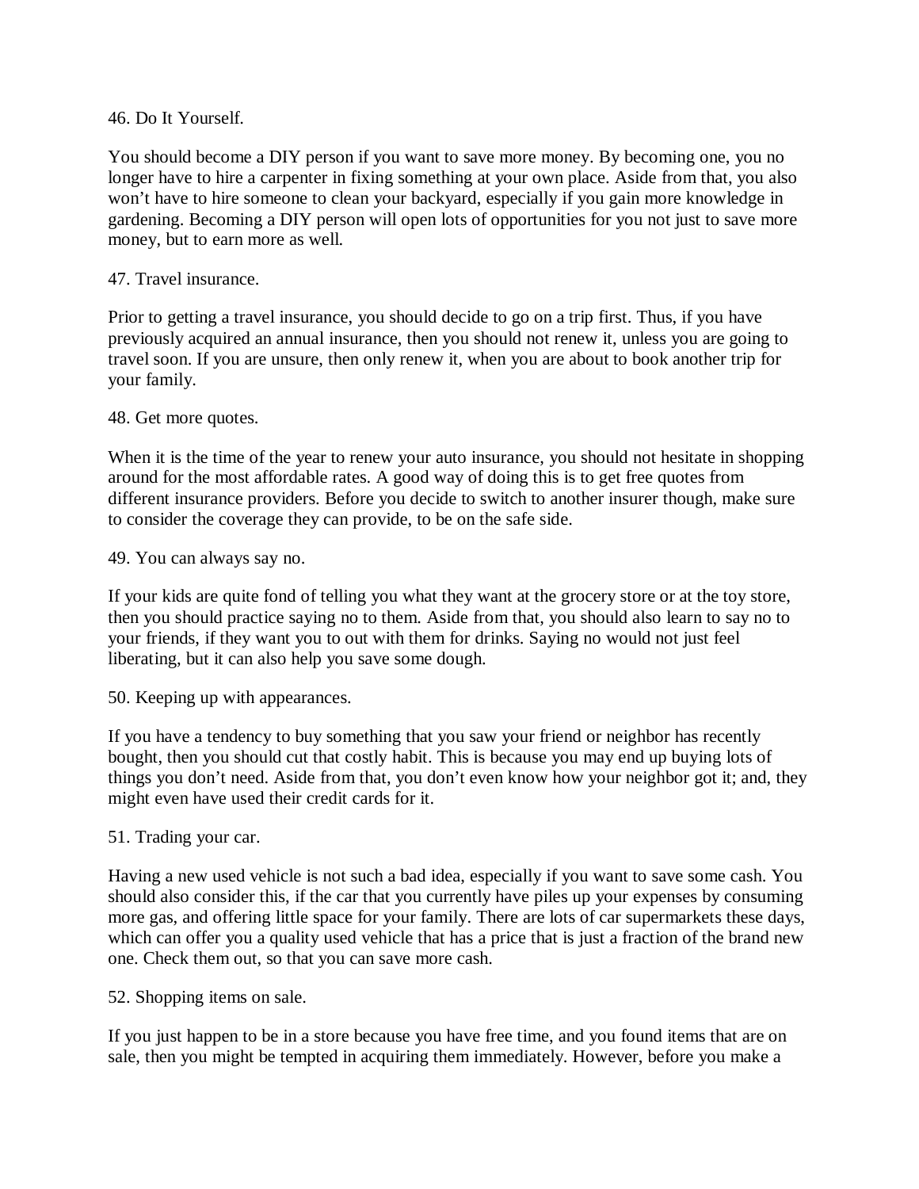46. Do It Yourself.

You should become a DIY person if you want to save more money. By becoming one, you no longer have to hire a carpenter in fixing something at your own place. Aside from that, you also won't have to hire someone to clean your backyard, especially if you gain more knowledge in gardening. Becoming a DIY person will open lots of opportunities for you not just to save more money, but to earn more as well.

47. Travel insurance.

Prior to getting a travel insurance, you should decide to go on a trip first. Thus, if you have previously acquired an annual insurance, then you should not renew it, unless you are going to travel soon. If you are unsure, then only renew it, when you are about to book another trip for your family.

48. Get more quotes.

When it is the time of the year to renew your auto insurance, you should not hesitate in shopping around for the most affordable rates. A good way of doing this is to get free quotes from different insurance providers. Before you decide to switch to another insurer though, make sure to consider the coverage they can provide, to be on the safe side.

49. You can always say no.

If your kids are quite fond of telling you what they want at the grocery store or at the toy store, then you should practice saying no to them. Aside from that, you should also learn to say no to your friends, if they want you to out with them for drinks. Saying no would not just feel liberating, but it can also help you save some dough.

50. Keeping up with appearances.

If you have a tendency to buy something that you saw your friend or neighbor has recently bought, then you should cut that costly habit. This is because you may end up buying lots of things you don't need. Aside from that, you don't even know how your neighbor got it; and, they might even have used their credit cards for it.

51. Trading your car.

Having a new used vehicle is not such a bad idea, especially if you want to save some cash. You should also consider this, if the car that you currently have piles up your expenses by consuming more gas, and offering little space for your family. There are lots of car supermarkets these days, which can offer you a quality used vehicle that has a price that is just a fraction of the brand new one. Check them out, so that you can save more cash.

52. Shopping items on sale.

If you just happen to be in a store because you have free time, and you found items that are on sale, then you might be tempted in acquiring them immediately. However, before you make a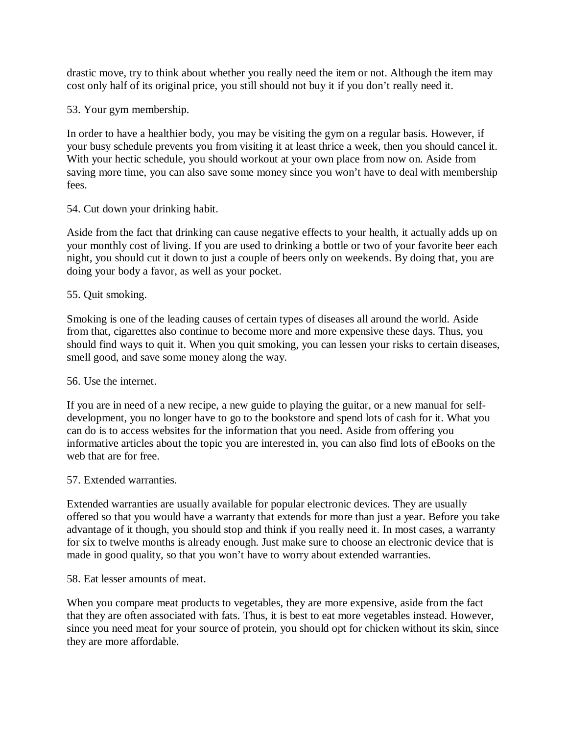drastic move, try to think about whether you really need the item or not. Although the item may cost only half of its original price, you still should not buy it if you don't really need it.

53. Your gym membership.

In order to have a healthier body, you may be visiting the gym on a regular basis. However, if your busy schedule prevents you from visiting it at least thrice a week, then you should cancel it. With your hectic schedule, you should workout at your own place from now on. Aside from saving more time, you can also save some money since you won't have to deal with membership fees.

54. Cut down your drinking habit.

Aside from the fact that drinking can cause negative effects to your health, it actually adds up on your monthly cost of living. If you are used to drinking a bottle or two of your favorite beer each night, you should cut it down to just a couple of beers only on weekends. By doing that, you are doing your body a favor, as well as your pocket.

55. Quit smoking.

Smoking is one of the leading causes of certain types of diseases all around the world. Aside from that, cigarettes also continue to become more and more expensive these days. Thus, you should find ways to quit it. When you quit smoking, you can lessen your risks to certain diseases, smell good, and save some money along the way.

56. Use the internet.

If you are in need of a new recipe, a new guide to playing the guitar, or a new manual for self-development, you no longer have to go to the bookstore and spend lots of cash for it. What you can do is to access websites for the information that you need. Aside from offering you informative articles about the topic you are interested in, you can also find lots of eBooks on the web that are for free.

57. Extended warranties.

Extended warranties are usually available for popular electronic devices. They are usually offered so that you would have a warranty that extends for more than just a year. Before you take advantage of it though, you should stop and think if you really need it. In most cases, a warranty for six to twelve months is already enough. Just make sure to choose an electronic device that is made in good quality, so that you won't have to worry about extended warranties.

58. Eat lesser amounts of meat.

When you compare meat products to vegetables, they are more expensive, aside from the fact that they are often associated with fats. Thus, it is best to eat more vegetables instead. However, since you need meat for your source of protein, you should opt for chicken without its skin, since they are more affordable.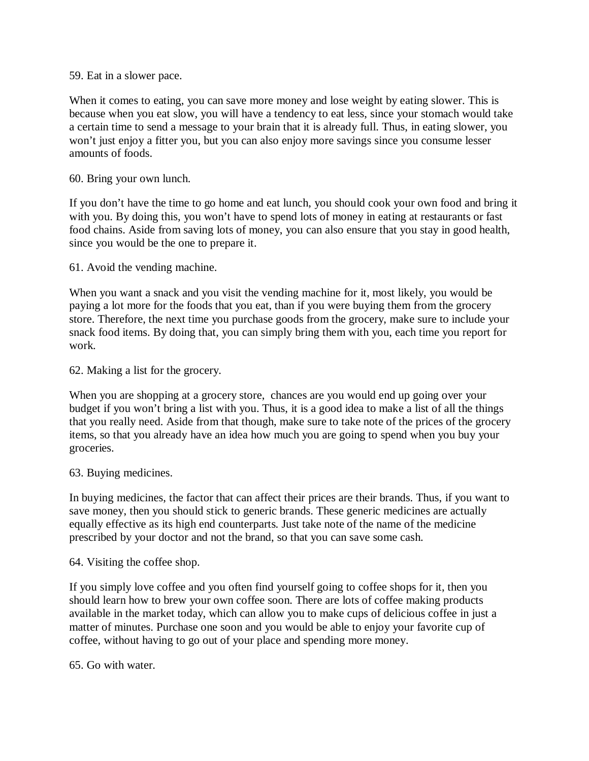59. Eat in a slower pace.

When it comes to eating, you can save more money and lose weight by eating slower. This is because when you eat slow, you will have a tendency to eat less, since your stomach would take a certain time to send a message to your brain that it is already full. Thus, in eating slower, you won't just enjoy a fitter you, but you can also enjoy more savings since you consume lesser amounts of foods.

60. Bring your own lunch.

If you don't have the time to go home and eat lunch, you should cook your own food and bring it with you. By doing this, you won't have to spend lots of money in eating at restaurants or fast food chains. Aside from saving lots of money, you can also ensure that you stay in good health, since you would be the one to prepare it.

61. Avoid the vending machine.

When you want a snack and you visit the vending machine for it, most likely, you would be paying a lot more for the foods that you eat, than if you were buying them from the grocery store. Therefore, the next time you purchase goods from the grocery, make sure to include your snack food items. By doing that, you can simply bring them with you, each time you report for work.

62. Making a list for the grocery.

When you are shopping at a grocery store, chances are you would end up going over your budget if you won't bring a list with you. Thus, it is a good idea to make a list of all the things that you really need. Aside from that though, make sure to take note of the prices of the grocery items, so that you already have an idea how much you are going to spend when you buy your groceries.

63. Buying medicines.

In buying medicines, the factor that can affect their prices are their brands. Thus, if you want to save money, then you should stick to generic brands. These generic medicines are actually equally effective as its high end counterparts. Just take note of the name of the medicine prescribed by your doctor and not the brand, so that you can save some cash.

64. Visiting the coffee shop.

If you simply love coffee and you often find yourself going to coffee shops for it, then you should learn how to brew your own coffee soon. There are lots of coffee making products available in the market today, which can allow you to make cups of delicious coffee in just a matter of minutes. Purchase one soon and you would be able to enjoy your favorite cup of coffee, without having to go out of your place and spending more money.

65. Go with water.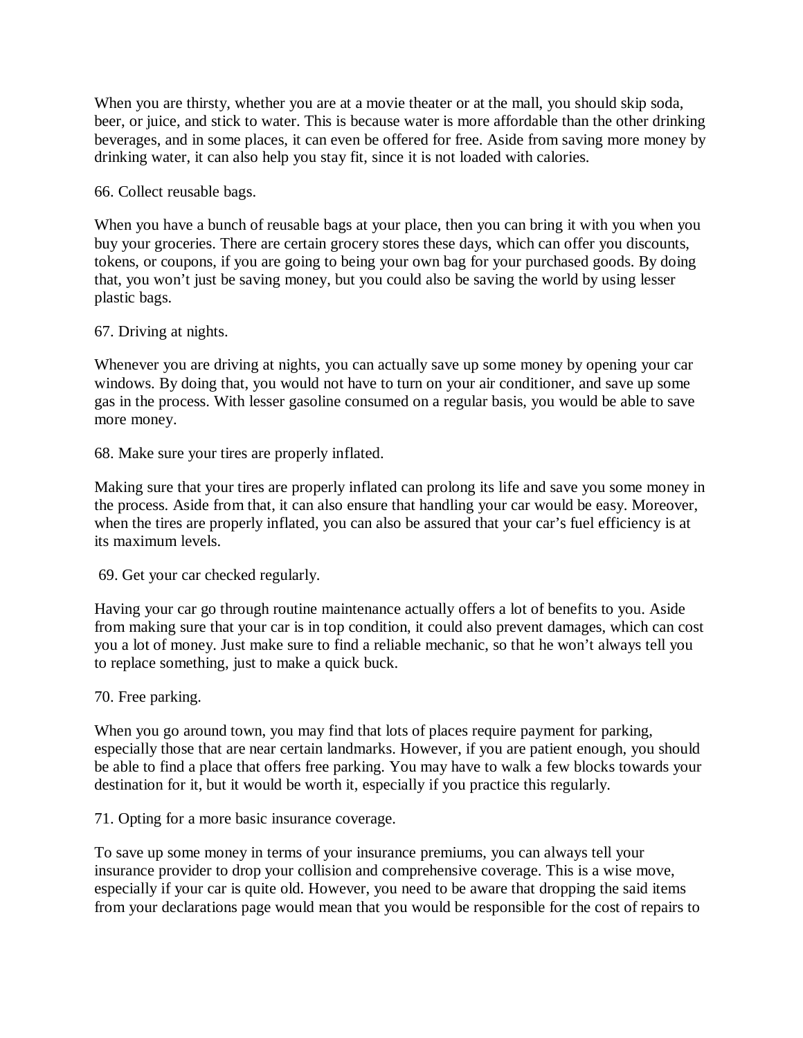When you are thirsty, whether you are at a movie theater or at the mall, you should skip soda, beer, or juice, and stick to water. This is because water is more affordable than the other drinking beverages, and in some places, it can even be offered for free. Aside from saving more money by drinking water, it can also help you stay fit, since it is not loaded with calories.

66. Collect reusable bags.

When you have a bunch of reusable bags at your place, then you can bring it with you when you buy your groceries. There are certain grocery stores these days, which can offer you discounts, tokens, or coupons, if you are going to being your own bag for your purchased goods. By doing that, you won't just be saving money, but you could also be saving the world by using lesser plastic bags.

67. Driving at nights.

Whenever you are driving at nights, you can actually save up some money by opening your car windows. By doing that, you would not have to turn on your air conditioner, and save up some gas in the process. With lesser gasoline consumed on a regular basis, you would be able to save more money.

68. Make sure your tires are properly inflated.

Making sure that your tires are properly inflated can prolong its life and save you some money in the process. Aside from that, it can also ensure that handling your car would be easy. Moreover, when the tires are properly inflated, you can also be assured that your car's fuel efficiency is at its maximum levels.

69. Get your car checked regularly.

Having your car go through routine maintenance actually offers a lot of benefits to you. Aside from making sure that your car is in top condition, it could also prevent damages, which can cost you a lot of money. Just make sure to find a reliable mechanic, so that he won't always tell you to replace something, just to make a quick buck.

70. Free parking.

When you go around town, you may find that lots of places require payment for parking, especially those that are near certain landmarks. However, if you are patient enough, you should be able to find a place that offers free parking. You may have to walk a few blocks towards your destination for it, but it would be worth it, especially if you practice this regularly.

71. Opting for a more basic insurance coverage.

To save up some money in terms of your insurance premiums, you can always tell your insurance provider to drop your collision and comprehensive coverage. This is a wise move, especially if your car is quite old. However, you need to be aware that dropping the said items from your declarations page would mean that you would be responsible for the cost of repairs to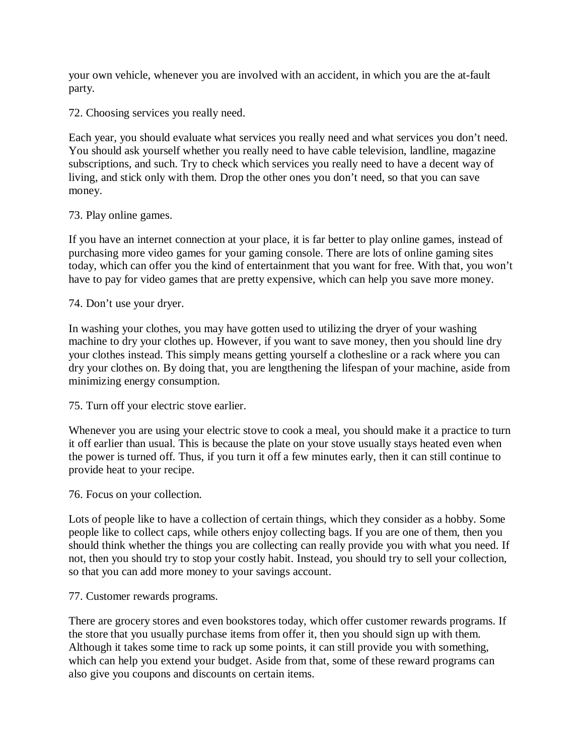your own vehicle, whenever you are involved with an accident, in which you are the at-fault party.

72. Choosing services you really need.

Each year, you should evaluate what services you really need and what services you don't need. You should ask yourself whether you really need to have cable television, landline, magazine subscriptions, and such. Try to check which services you really need to have a decent way of living, and stick only with them. Drop the other ones you don't need, so that you can save money.

73. Play online games.

If you have an internet connection at your place, it is far better to play online games, instead of purchasing more video games for your gaming console. There are lots of online gaming sites today, which can offer you the kind of entertainment that you want for free. With that, you won't have to pay for video games that are pretty expensive, which can help you save more money.

74. Don't use your dryer.

In washing your clothes, you may have gotten used to utilizing the dryer of your washing machine to dry your clothes up. However, if you want to save money, then you should line dry your clothes instead. This simply means getting yourself a clothesline or a rack where you can dry your clothes on. By doing that, you are lengthening the lifespan of your machine, aside from minimizing energy consumption.

75. Turn off your electric stove earlier.

Whenever you are using your electric stove to cook a meal, you should make it a practice to turn it off earlier than usual. This is because the plate on your stove usually stays heated even when the power is turned off. Thus, if you turn it off a few minutes early, then it can still continue to provide heat to your recipe.

76. Focus on your collection.

Lots of people like to have a collection of certain things, which they consider as a hobby. Some people like to collect caps, while others enjoy collecting bags. If you are one of them, then you should think whether the things you are collecting can really provide you with what you need. If not, then you should try to stop your costly habit. Instead, you should try to sell your collection, so that you can add more money to your savings account.

77. Customer rewards programs.

There are grocery stores and even bookstores today, which offer customer rewards programs. If the store that you usually purchase items from offer it, then you should sign up with them. Although it takes some time to rack up some points, it can still provide you with something, which can help you extend your budget. Aside from that, some of these reward programs can also give you coupons and discounts on certain items.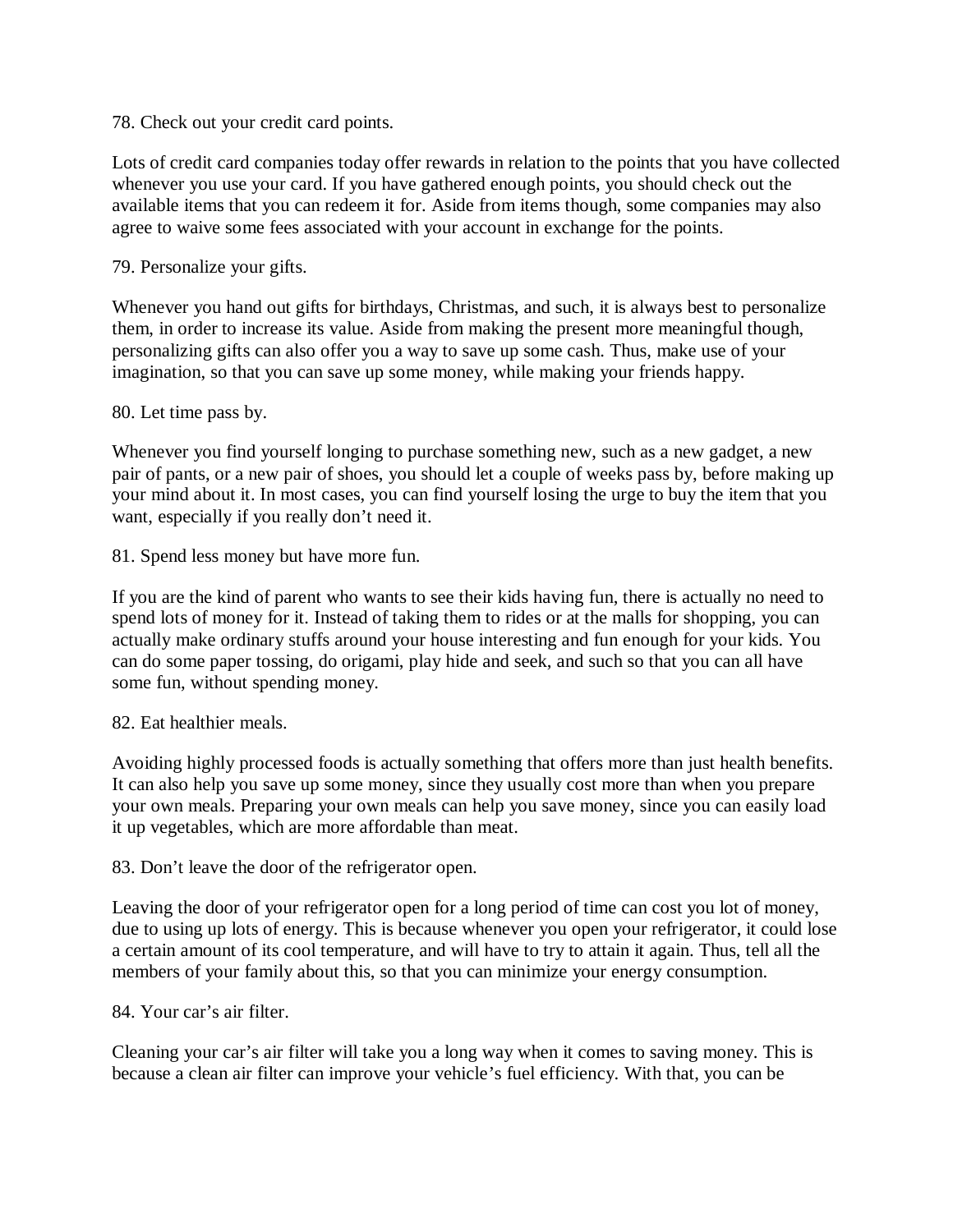78. Check out your credit card points.

Lots of credit card companies today offer rewards in relation to the points that you have collected whenever you use your card. If you have gathered enough points, you should check out the available items that you can redeem it for. Aside from items though, some companies may also agree to waive some fees associated with your account in exchange for the points.

79. Personalize your gifts.

Whenever you hand out gifts for birthdays, Christmas, and such, it is always best to personalize them, in order to increase its value. Aside from making the present more meaningful though, personalizing gifts can also offer you a way to save up some cash. Thus, make use of your imagination, so that you can save up some money, while making your friends happy.

80. Let time pass by.

Whenever you find yourself longing to purchase something new, such as a new gadget, a new pair of pants, or a new pair of shoes, you should let a couple of weeks pass by, before making up your mind about it. In most cases, you can find yourself losing the urge to buy the item that you want, especially if you really don't need it.

81. Spend less money but have more fun.

If you are the kind of parent who wants to see their kids having fun, there is actually no need to spend lots of money for it. Instead of taking them to rides or at the malls for shopping, you can actually make ordinary stuffs around your house interesting and fun enough for your kids. You can do some paper tossing, do origami, play hide and seek, and such so that you can all have some fun, without spending money.

82. Eat healthier meals.

Avoiding highly processed foods is actually something that offers more than just health benefits. It can also help you save up some money, since they usually cost more than when you prepare your own meals. Preparing your own meals can help you save money, since you can easily load it up vegetables, which are more affordable than meat.

83. Don't leave the door of the refrigerator open.

Leaving the door of your refrigerator open for a long period of time can cost you lot of money, due to using up lots of energy. This is because whenever you open your refrigerator, it could lose a certain amount of its cool temperature, and will have to try to attain it again. Thus, tell all the members of your family about this, so that you can minimize your energy consumption.

84. Your car's air filter.

Cleaning your car's air filter will take you a long way when it comes to saving money. This is because a clean air filter can improve your vehicle's fuel efficiency. With that, you can be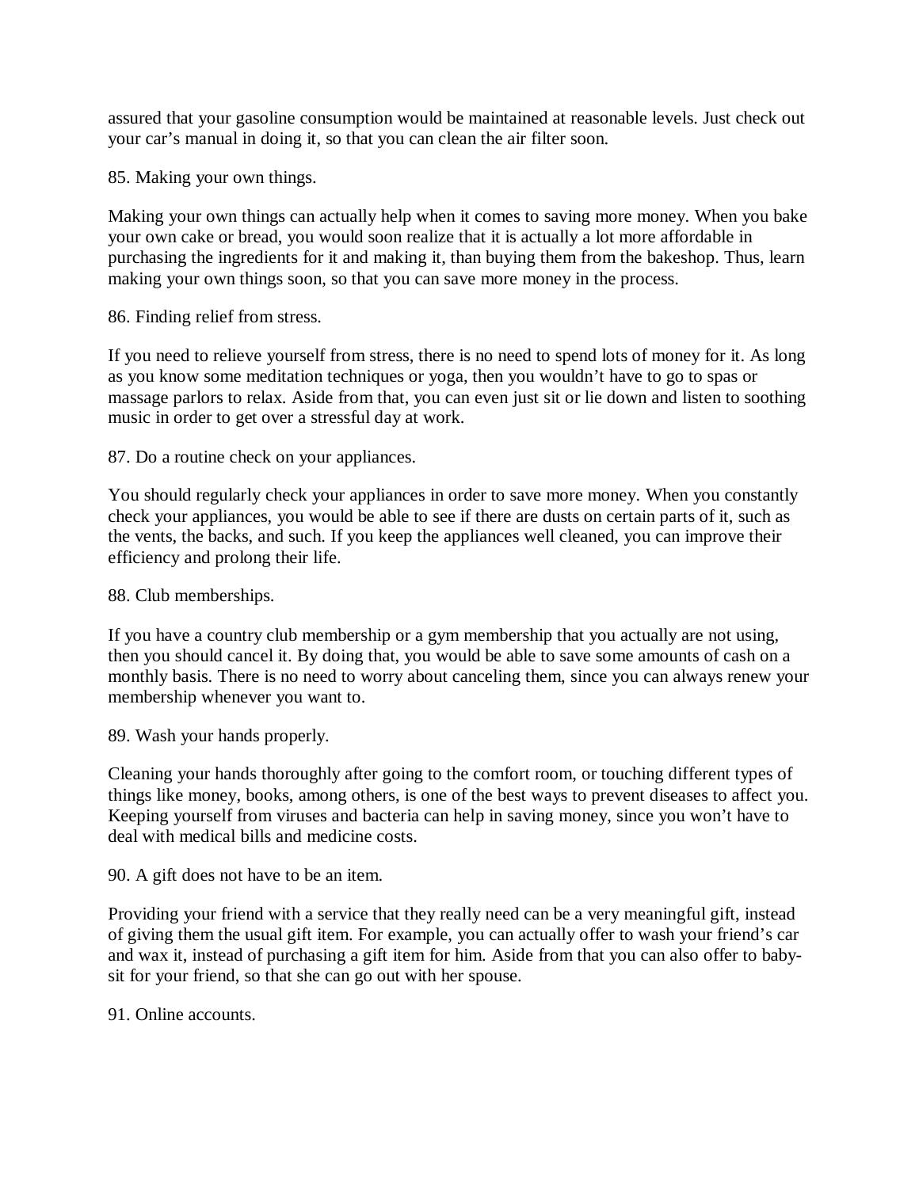assured that your gasoline consumption would be maintained at reasonable levels. Just check out your car's manual in doing it, so that you can clean the air filter soon.

85. Making your own things.

Making your own things can actually help when it comes to saving more money. When you bake your own cake or bread, you would soon realize that it is actually a lot more affordable in purchasing the ingredients for it and making it, than buying them from the bakeshop. Thus, learn making your own things soon, so that you can save more money in the process.

86. Finding relief from stress.

If you need to relieve yourself from stress, there is no need to spend lots of money for it. As long as you know some meditation techniques or yoga, then you wouldn't have to go to spas or massage parlors to relax. Aside from that, you can even just sit or lie down and listen to soothing music in order to get over a stressful day at work.

87. Do a routine check on your appliances.

You should regularly check your appliances in order to save more money. When you constantly check your appliances, you would be able to see if there are dusts on certain parts of it, such as the vents, the backs, and such. If you keep the appliances well cleaned, you can improve their efficiency and prolong their life.

88. Club memberships.

If you have a country club membership or a gym membership that you actually are not using, then you should cancel it. By doing that, you would be able to save some amounts of cash on a monthly basis. There is no need to worry about canceling them, since you can always renew your membership whenever you want to.

89. Wash your hands properly.

Cleaning your hands thoroughly after going to the comfort room, or touching different types of things like money, books, among others, is one of the best ways to prevent diseases to affect you. Keeping yourself from viruses and bacteria can help in saving money, since you won't have to deal with medical bills and medicine costs.

90. A gift does not have to be an item.

Providing your friend with a service that they really need can be a very meaningful gift, instead of giving them the usual gift item. For example, you can actually offer to wash your friend's car and wax it, instead of purchasing a gift item for him. Aside from that you can also offer to baby-sit for your friend, so that she can go out with her spouse.

91. Online accounts.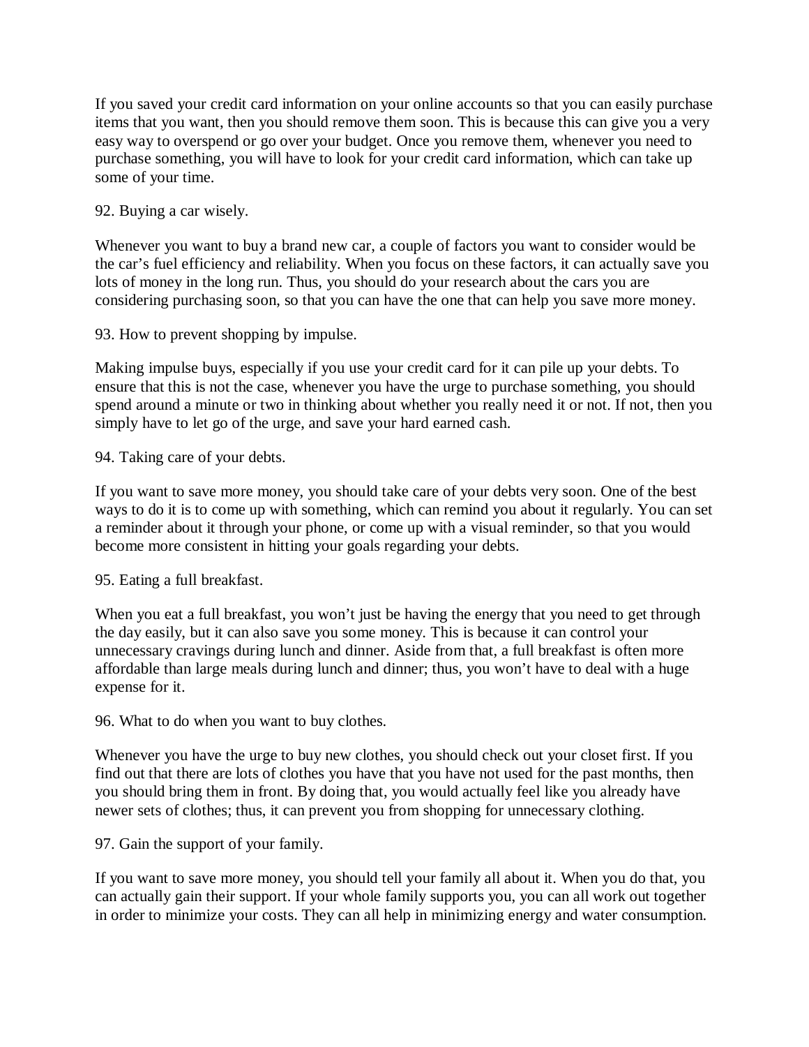If you saved your credit card information on your online accounts so that you can easily purchase items that you want, then you should remove them soon. This is because this can give you a very easy way to overspend or go over your budget. Once you remove them, whenever you need to purchase something, you will have to look for your credit card information, which can take up some of your time.

92. Buying a car wisely.

Whenever you want to buy a brand new car, a couple of factors you want to consider would be the car's fuel efficiency and reliability. When you focus on these factors, it can actually save you lots of money in the long run. Thus, you should do your research about the cars you are considering purchasing soon, so that you can have the one that can help you save more money.

93. How to prevent shopping by impulse.

Making impulse buys, especially if you use your credit card for it can pile up your debts. To ensure that this is not the case, whenever you have the urge to purchase something, you should spend around a minute or two in thinking about whether you really need it or not. If not, then you simply have to let go of the urge, and save your hard earned cash.

94. Taking care of your debts.

If you want to save more money, you should take care of your debts very soon. One of the best ways to do it is to come up with something, which can remind you about it regularly. You can set a reminder about it through your phone, or come up with a visual reminder, so that you would become more consistent in hitting your goals regarding your debts.

95. Eating a full breakfast.

When you eat a full breakfast, you won't just be having the energy that you need to get through the day easily, but it can also save you some money. This is because it can control your unnecessary cravings during lunch and dinner. Aside from that, a full breakfast is often more affordable than large meals during lunch and dinner; thus, you won't have to deal with a huge expense for it.

96. What to do when you want to buy clothes.

Whenever you have the urge to buy new clothes, you should check out your closet first. If you find out that there are lots of clothes you have that you have not used for the past months, then you should bring them in front. By doing that, you would actually feel like you already have newer sets of clothes; thus, it can prevent you from shopping for unnecessary clothing.

97. Gain the support of your family.

If you want to save more money, you should tell your family all about it. When you do that, you can actually gain their support. If your whole family supports you, you can all work out together in order to minimize your costs. They can all help in minimizing energy and water consumption.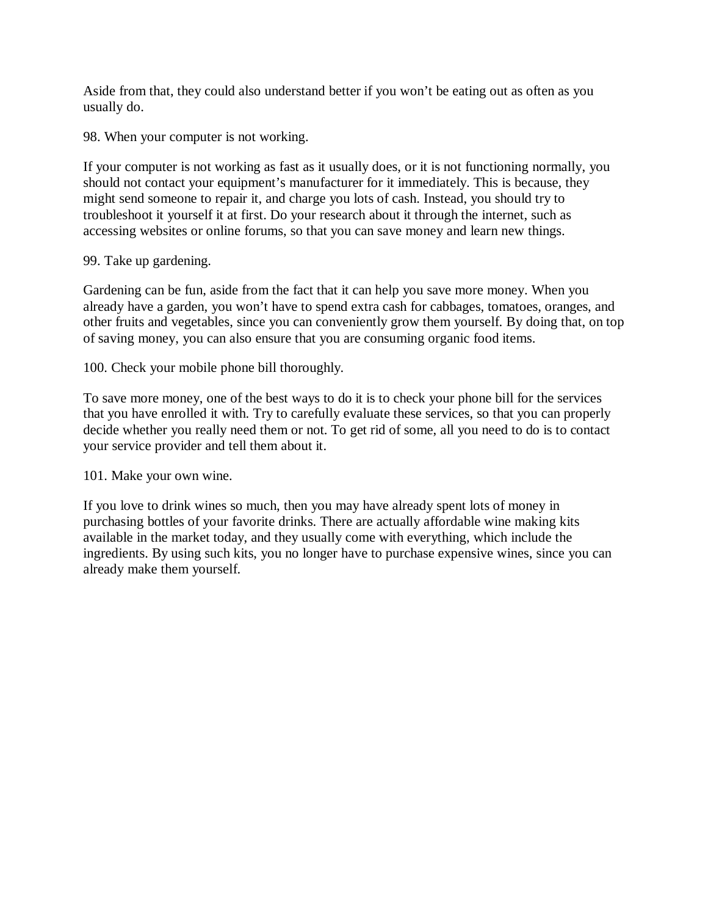Aside from that, they could also understand better if you won't be eating out as often as you usually do.

98. When your computer is not working.

If your computer is not working as fast as it usually does, or it is not functioning normally, you should not contact your equipment's manufacturer for it immediately. This is because, they might send someone to repair it, and charge you lots of cash. Instead, you should try to troubleshoot it yourself it at first. Do your research about it through the internet, such as accessing websites or online forums, so that you can save money and learn new things.

99. Take up gardening.

Gardening can be fun, aside from the fact that it can help you save more money. When you already have a garden, you won't have to spend extra cash for cabbages, tomatoes, oranges, and other fruits and vegetables, since you can conveniently grow them yourself. By doing that, on top of saving money, you can also ensure that you are consuming organic food items.

100. Check your mobile phone bill thoroughly.

To save more money, one of the best ways to do it is to check your phone bill for the services that you have enrolled it with. Try to carefully evaluate these services, so that you can properly decide whether you really need them or not. To get rid of some, all you need to do is to contact your service provider and tell them about it.

101. Make your own wine.

If you love to drink wines so much, then you may have already spent lots of money in purchasing bottles of your favorite drinks. There are actually affordable wine making kits available in the market today, and they usually come with everything, which include the ingredients. By using such kits, you no longer have to purchase expensive wines, since you can already make them yourself.